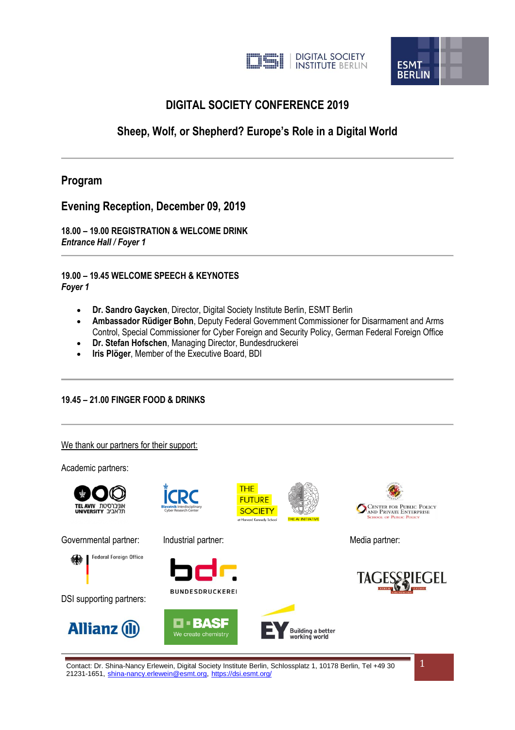# DIGITAL SOCIETY CONFERENCE 2019

## Sheep, Wolf, or Shepherd? Europe's Role in a Digital World

---

## Program

## Evening Reception, December 09, 2019

**18.00 – 19.00 REGISTRATION & WELCOME DRINK**
***Entrance Hall / Foyer 1***

---

**19.00 – 19.45 WELCOME SPEECH & KEYNOTES**
***Foyer 1***

- **Dr. Sandro Gaycken**, Director, Digital Society Institute Berlin, ESMT Berlin
- **Ambassador Rüdiger Bohn**, Deputy Federal Government Commissioner for Disarmament and Arms Control, Special Commissioner for Cyber Foreign and Security Policy, German Federal Foreign Office
- **Dr. Stefan Hofschen**, Managing Director, Bundesdruckerei
- **Iris Plöger**, Member of the Executive Board, BDI

---

**19.45 – 21.00 FINGER FOOD & DRINKS**

---

We thank our partners for their support:

Academic partners:

Governmental partner:

Industrial partner:

Media partner:

DSI supporting partners:

Contact: Dr. Shina-Nancy Erlewein, Digital Society Institute Berlin, Schlossplatz 1, 10178 Berlin, Tel +49 30 21231-1651, shina-nancy.erlewein@esmt.org, https://dsi.esmt.org/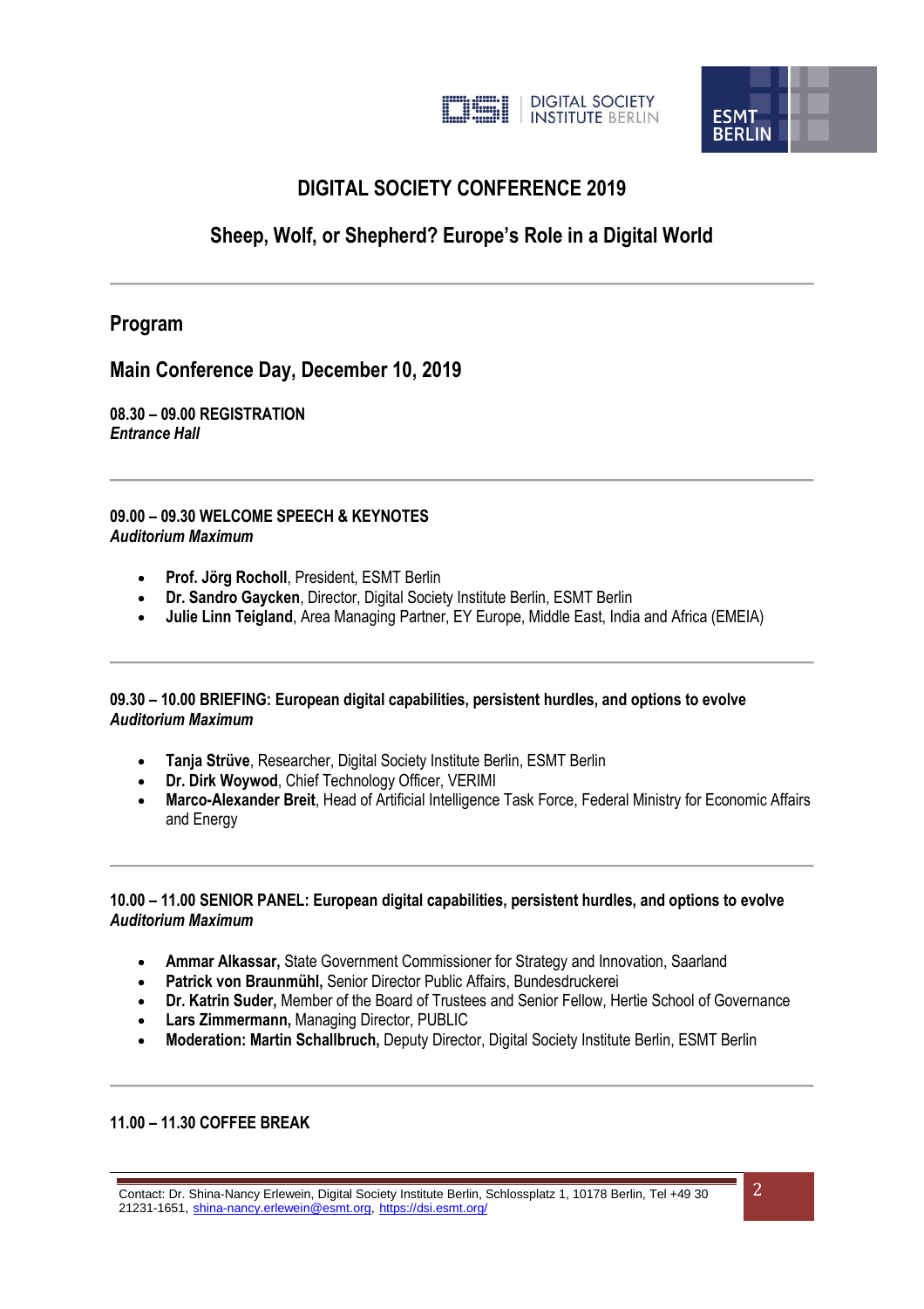# DIGITAL SOCIETY CONFERENCE 2019

## Sheep, Wolf, or Shepherd? Europe's Role in a Digital World

---

## Program

## Main Conference Day, December 10, 2019

**08.30 – 09.00 REGISTRATION**
***Entrance Hall***

---

**09.00 – 09.30 WELCOME SPEECH & KEYNOTES**
***Auditorium Maximum***

- **Prof. Jörg Rocholl**, President, ESMT Berlin
- **Dr. Sandro Gaycken**, Director, Digital Society Institute Berlin, ESMT Berlin
- **Julie Linn Teigland**, Area Managing Partner, EY Europe, Middle East, India and Africa (EMEIA)

---

**09.30 – 10.00 BRIEFING: European digital capabilities, persistent hurdles, and options to evolve**
***Auditorium Maximum***

- **Tanja Strüve**, Researcher, Digital Society Institute Berlin, ESMT Berlin
- **Dr. Dirk Woywod**, Chief Technology Officer, VERIMI
- **Marco-Alexander Breit**, Head of Artificial Intelligence Task Force, Federal Ministry for Economic Affairs and Energy

---

**10.00 – 11.00 SENIOR PANEL: European digital capabilities, persistent hurdles, and options to evolve**
***Auditorium Maximum***

- **Ammar Alkassar,** State Government Commissioner for Strategy and Innovation, Saarland
- **Patrick von Braunmühl,** Senior Director Public Affairs, Bundesdruckerei
- **Dr. Katrin Suder,** Member of the Board of Trustees and Senior Fellow, Hertie School of Governance
- **Lars Zimmermann,** Managing Director, PUBLIC
- **Moderation: Martin Schallbruch,** Deputy Director, Digital Society Institute Berlin, ESMT Berlin

---

**11.00 – 11.30 COFFEE BREAK**

Contact: Dr. Shina-Nancy Erlewein, Digital Society Institute Berlin, Schlossplatz 1, 10178 Berlin, Tel +49 30 21231-1651, shina-nancy.erlewein@esmt.org, https://dsi.esmt.org/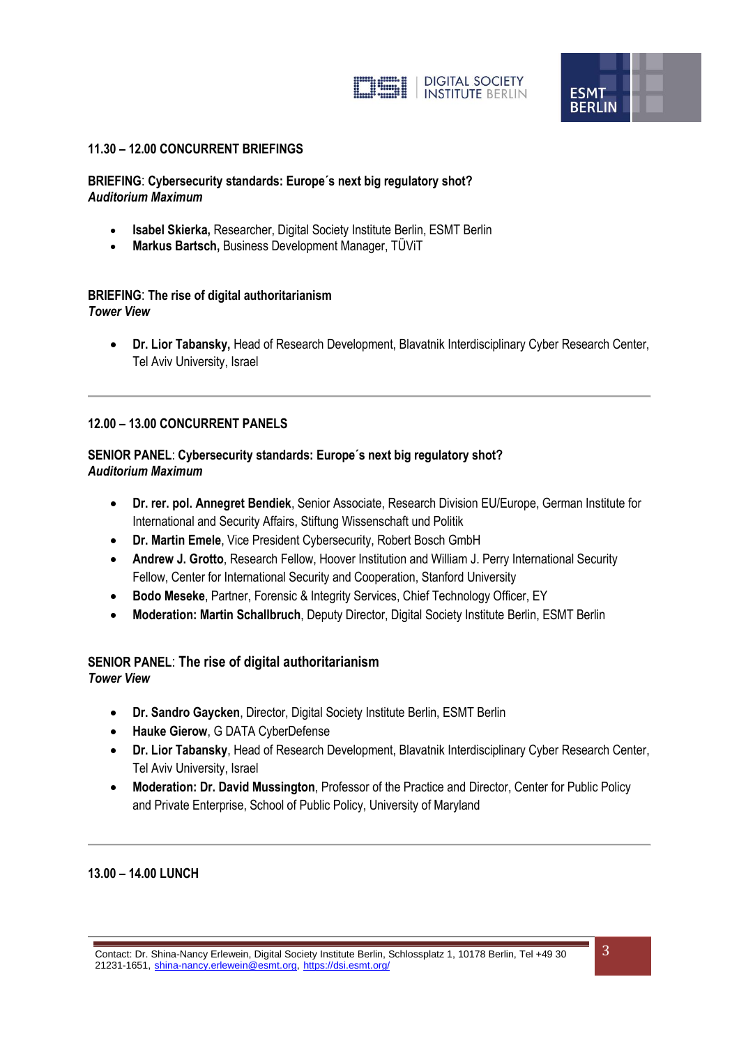## 11.30 – 12.00 CONCURRENT BRIEFINGS

**BRIEFING**: **Cybersecurity standards: Europe´s next big regulatory shot?**
***Auditorium Maximum***

- **Isabel Skierka,** Researcher, Digital Society Institute Berlin, ESMT Berlin
- **Markus Bartsch,** Business Development Manager, TÜViT

**BRIEFING**: **The rise of digital authoritarianism**
***Tower View***

- **Dr. Lior Tabansky,** Head of Research Development, Blavatnik Interdisciplinary Cyber Research Center, Tel Aviv University, Israel

---

## 12.00 – 13.00 CONCURRENT PANELS

**SENIOR PANEL**: **Cybersecurity standards: Europe´s next big regulatory shot?**
***Auditorium Maximum***

- **Dr. rer. pol. Annegret Bendiek**, Senior Associate, Research Division EU/Europe, German Institute for International and Security Affairs, Stiftung Wissenschaft und Politik
- **Dr. Martin Emele**, Vice President Cybersecurity, Robert Bosch GmbH
- **Andrew J. Grotto**, Research Fellow, Hoover Institution and William J. Perry International Security Fellow, Center for International Security and Cooperation, Stanford University
- **Bodo Meseke**, Partner, Forensic & Integrity Services, Chief Technology Officer, EY
- **Moderation: Martin Schallbruch**, Deputy Director, Digital Society Institute Berlin, ESMT Berlin

**SENIOR PANEL**: **The rise of digital authoritarianism**
***Tower View***

- **Dr. Sandro Gaycken**, Director, Digital Society Institute Berlin, ESMT Berlin
- **Hauke Gierow**, G DATA CyberDefense
- **Dr. Lior Tabansky**, Head of Research Development, Blavatnik Interdisciplinary Cyber Research Center, Tel Aviv University, Israel
- **Moderation: Dr. David Mussington**, Professor of the Practice and Director, Center for Public Policy and Private Enterprise, School of Public Policy, University of Maryland

---

## 13.00 – 14.00 LUNCH

Contact: Dr. Shina-Nancy Erlewein, Digital Society Institute Berlin, Schlossplatz 1, 10178 Berlin, Tel +49 30 21231-1651, shina-nancy.erlewein@esmt.org, https://dsi.esmt.org/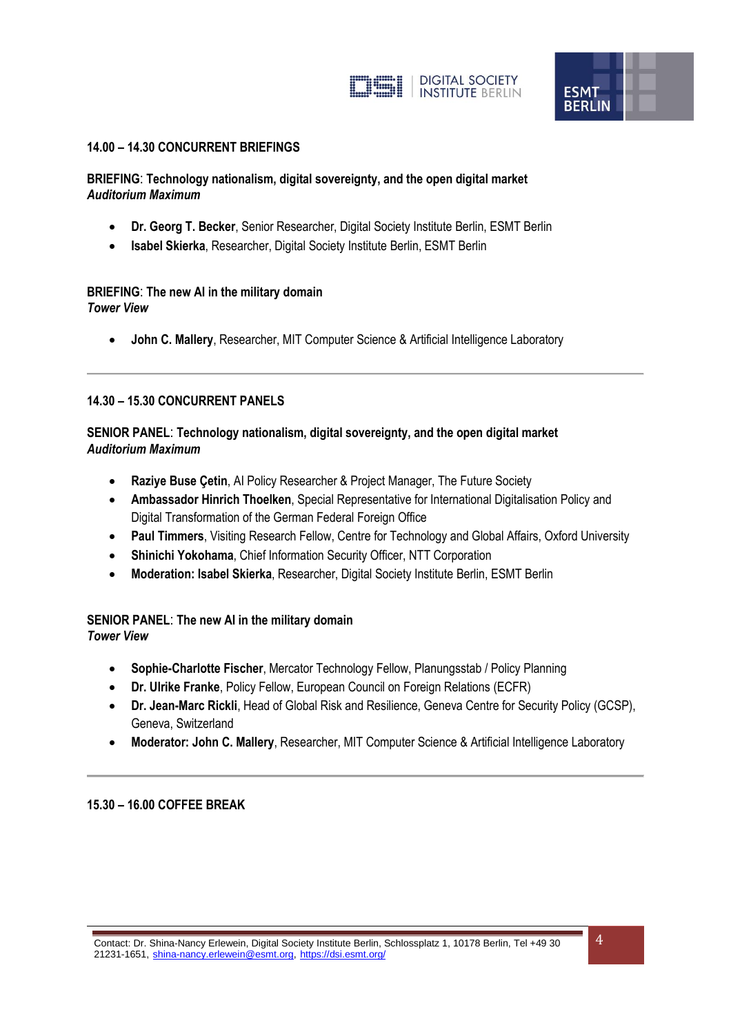### 14.00 – 14.30 CONCURRENT BRIEFINGS

**BRIEFING**: **Technology nationalism, digital sovereignty, and the open digital market**
***Auditorium Maximum***

- **Dr. Georg T. Becker**, Senior Researcher, Digital Society Institute Berlin, ESMT Berlin
- **Isabel Skierka**, Researcher, Digital Society Institute Berlin, ESMT Berlin

**BRIEFING**: **The new AI in the military domain**
***Tower View***

- **John C. Mallery**, Researcher, MIT Computer Science & Artificial Intelligence Laboratory

---

### 14.30 – 15.30 CONCURRENT PANELS

**SENIOR PANEL**: **Technology nationalism, digital sovereignty, and the open digital market**
***Auditorium Maximum***

- **Raziye Buse Çetin**, AI Policy Researcher & Project Manager, The Future Society
- **Ambassador Hinrich Thoelken**, Special Representative for International Digitalisation Policy and Digital Transformation of the German Federal Foreign Office
- **Paul Timmers**, Visiting Research Fellow, Centre for Technology and Global Affairs, Oxford University
- **Shinichi Yokohama**, Chief Information Security Officer, NTT Corporation
- **Moderation: Isabel Skierka**, Researcher, Digital Society Institute Berlin, ESMT Berlin

**SENIOR PANEL**: **The new AI in the military domain**
***Tower View***

- **Sophie-Charlotte Fischer**, Mercator Technology Fellow, Planungsstab / Policy Planning
- **Dr. Ulrike Franke**, Policy Fellow, European Council on Foreign Relations (ECFR)
- **Dr. Jean-Marc Rickli**, Head of Global Risk and Resilience, Geneva Centre for Security Policy (GCSP), Geneva, Switzerland
- **Moderator: John C. Mallery**, Researcher, MIT Computer Science & Artificial Intelligence Laboratory

---

### 15.30 – 16.00 COFFEE BREAK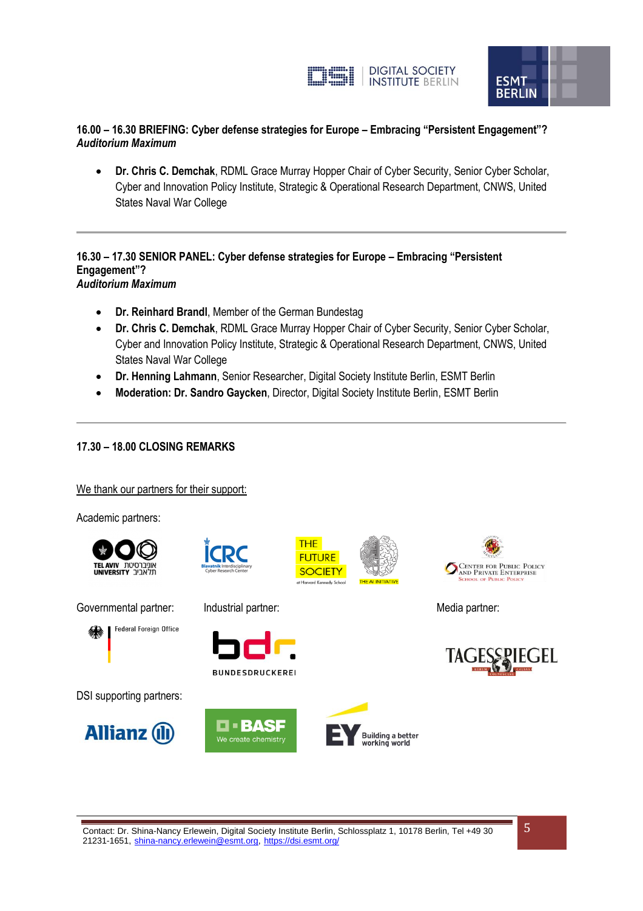**16.00 – 16.30 BRIEFING: Cyber defense strategies for Europe – Embracing "Persistent Engagement"?**
***Auditorium Maximum***

- **Dr. Chris C. Demchak**, RDML Grace Murray Hopper Chair of Cyber Security, Senior Cyber Scholar, Cyber and Innovation Policy Institute, Strategic & Operational Research Department, CNWS, United States Naval War College

---

**16.30 – 17.30 SENIOR PANEL: Cyber defense strategies for Europe – Embracing "Persistent Engagement"?**
***Auditorium Maximum***

- **Dr. Reinhard Brandl**, Member of the German Bundestag
- **Dr. Chris C. Demchak**, RDML Grace Murray Hopper Chair of Cyber Security, Senior Cyber Scholar, Cyber and Innovation Policy Institute, Strategic & Operational Research Department, CNWS, United States Naval War College
- **Dr. Henning Lahmann**, Senior Researcher, Digital Society Institute Berlin, ESMT Berlin
- **Moderation: Dr. Sandro Gaycken**, Director, Digital Society Institute Berlin, ESMT Berlin

---

**17.30 – 18.00 CLOSING REMARKS**

We thank our partners for their support:

Academic partners:

Governmental partner:

Industrial partner:

Media partner:

DSI supporting partners:

Contact: Dr. Shina-Nancy Erlewein, Digital Society Institute Berlin, Schlossplatz 1, 10178 Berlin, Tel +49 30 21231-1651, shina-nancy.erlewein@esmt.org, https://dsi.esmt.org/